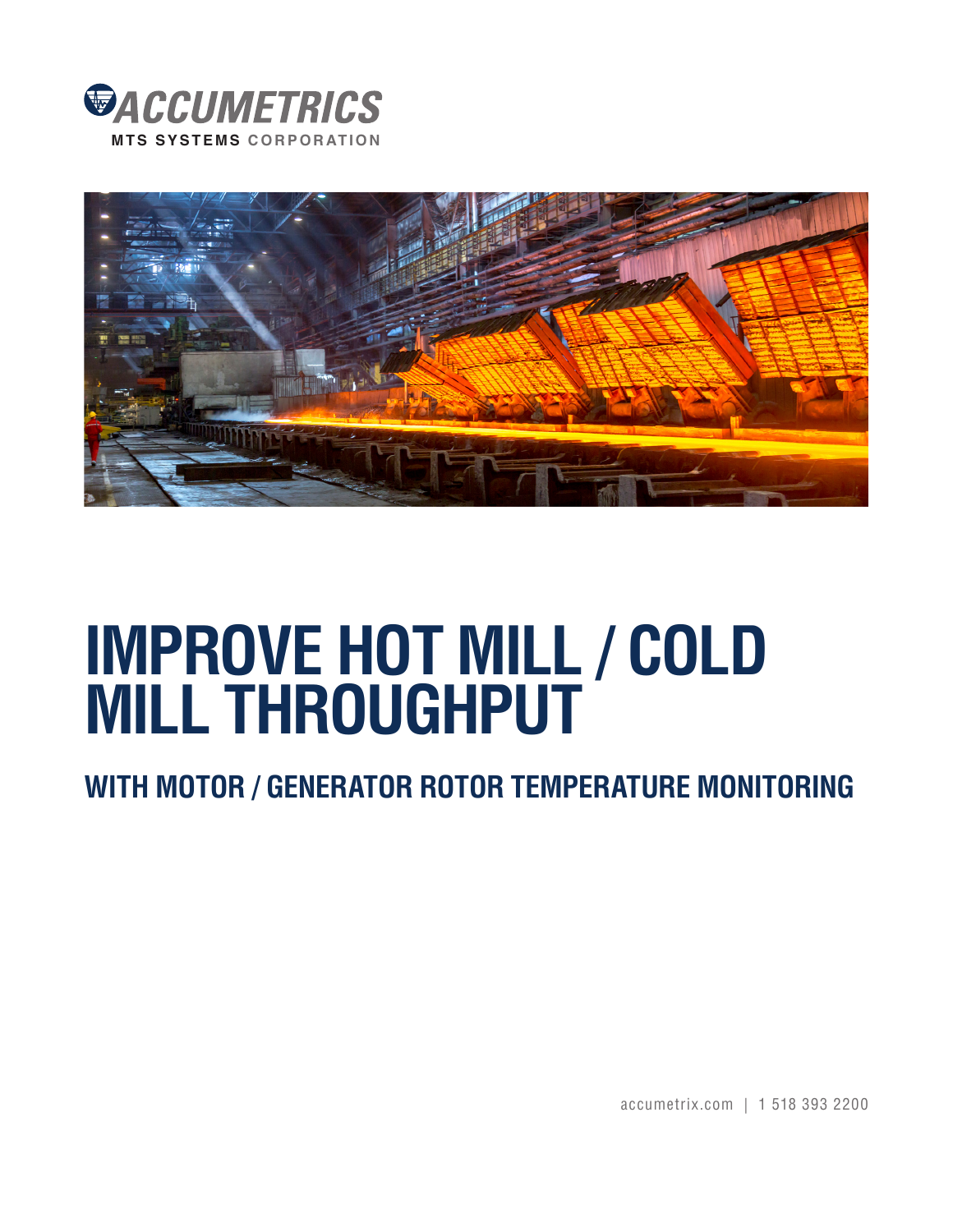ACCUMETRICS
MTS SYSTEMS CORPORATION

# IMPROVE HOT MILL / COLD MILL THROUGHPUT

## WITH MOTOR / GENERATOR ROTOR TEMPERATURE MONITORING

accumetrix.com | 1 518 393 2200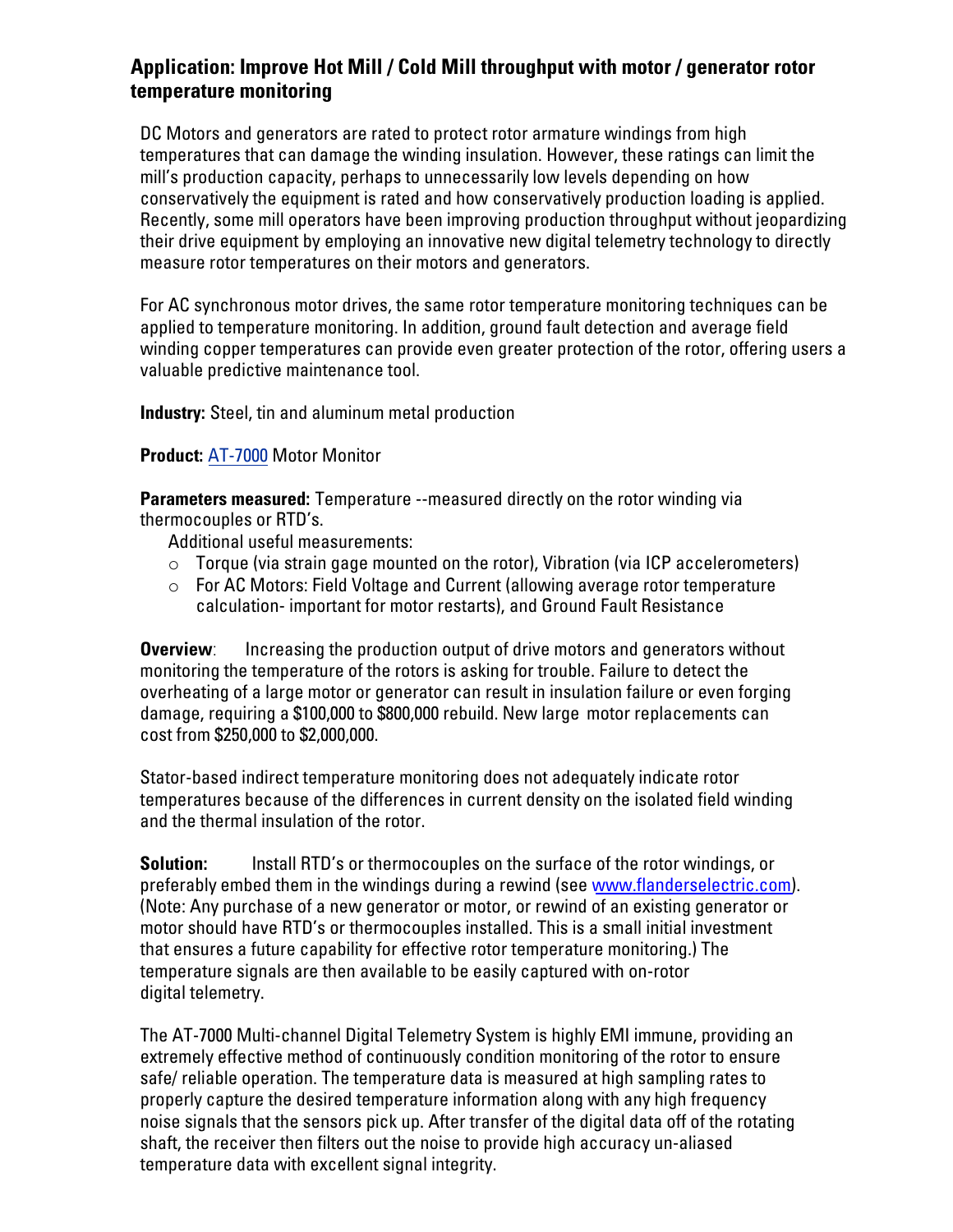## Application: Improve Hot Mill / Cold Mill throughput with motor / generator rotor temperature monitoring

DC Motors and generators are rated to protect rotor armature windings from high temperatures that can damage the winding insulation. However, these ratings can limit the mill's production capacity, perhaps to unnecessarily low levels depending on how conservatively the equipment is rated and how conservatively production loading is applied. Recently, some mill operators have been improving production throughput without jeopardizing their drive equipment by employing an innovative new digital telemetry technology to directly measure rotor temperatures on their motors and generators.

For AC synchronous motor drives, the same rotor temperature monitoring techniques can be applied to temperature monitoring. In addition, ground fault detection and average field winding copper temperatures can provide even greater protection of the rotor, offering users a valuable predictive maintenance tool.

**Industry:** Steel, tin and aluminum metal production

**Product:** AT-7000 Motor Monitor

**Parameters measured:** Temperature --measured directly on the rotor winding via thermocouples or RTD's.

Additional useful measurements:

- Torque (via strain gage mounted on the rotor), Vibration (via ICP accelerometers)
- For AC Motors: Field Voltage and Current (allowing average rotor temperature calculation- important for motor restarts), and Ground Fault Resistance

**Overview**: Increasing the production output of drive motors and generators without monitoring the temperature of the rotors is asking for trouble. Failure to detect the overheating of a large motor or generator can result in insulation failure or even forging damage, requiring a $100,000 to $800,000 rebuild. New large motor replacements can cost from $250,000 to $2,000,000.

Stator-based indirect temperature monitoring does not adequately indicate rotor temperatures because of the differences in current density on the isolated field winding and the thermal insulation of the rotor.

**Solution:** Install RTD's or thermocouples on the surface of the rotor windings, or preferably embed them in the windings during a rewind (see www.flanderselectric.com). (Note: Any purchase of a new generator or motor, or rewind of an existing generator or motor should have RTD's or thermocouples installed. This is a small initial investment that ensures a future capability for effective rotor temperature monitoring.) The temperature signals are then available to be easily captured with on-rotor digital telemetry.

The AT-7000 Multi-channel Digital Telemetry System is highly EMI immune, providing an extremely effective method of continuously condition monitoring of the rotor to ensure safe/ reliable operation. The temperature data is measured at high sampling rates to properly capture the desired temperature information along with any high frequency noise signals that the sensors pick up. After transfer of the digital data off of the rotating shaft, the receiver then filters out the noise to provide high accuracy un-aliased temperature data with excellent signal integrity.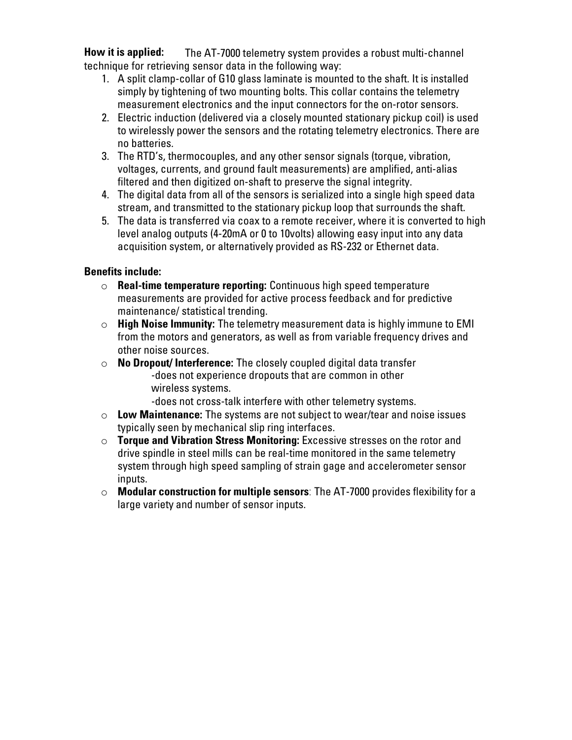**How it is applied:** The AT-7000 telemetry system provides a robust multi-channel technique for retrieving sensor data in the following way:

1. A split clamp-collar of G10 glass laminate is mounted to the shaft. It is installed simply by tightening of two mounting bolts. This collar contains the telemetry measurement electronics and the input connectors for the on-rotor sensors.
2. Electric induction (delivered via a closely mounted stationary pickup coil) is used to wirelessly power the sensors and the rotating telemetry electronics. There are no batteries.
3. The RTD's, thermocouples, and any other sensor signals (torque, vibration, voltages, currents, and ground fault measurements) are amplified, anti-alias filtered and then digitized on-shaft to preserve the signal integrity.
4. The digital data from all of the sensors is serialized into a single high speed data stream, and transmitted to the stationary pickup loop that surrounds the shaft.
5. The data is transferred via coax to a remote receiver, where it is converted to high level analog outputs (4-20mA or 0 to 10volts) allowing easy input into any data acquisition system, or alternatively provided as RS-232 or Ethernet data.

**Benefits include:**

- **Real-time temperature reporting:** Continuous high speed temperature measurements are provided for active process feedback and for predictive maintenance/ statistical trending.
- **High Noise Immunity:** The telemetry measurement data is highly immune to EMI from the motors and generators, as well as from variable frequency drives and other noise sources.
- **No Dropout/ Interference:** The closely coupled digital data transfer
  - -does not experience dropouts that are common in other wireless systems.
  - -does not cross-talk interfere with other telemetry systems.
- **Low Maintenance:** The systems are not subject to wear/tear and noise issues typically seen by mechanical slip ring interfaces.
- **Torque and Vibration Stress Monitoring:** Excessive stresses on the rotor and drive spindle in steel mills can be real-time monitored in the same telemetry system through high speed sampling of strain gage and accelerometer sensor inputs.
- **Modular construction for multiple sensors**: The AT-7000 provides flexibility for a large variety and number of sensor inputs.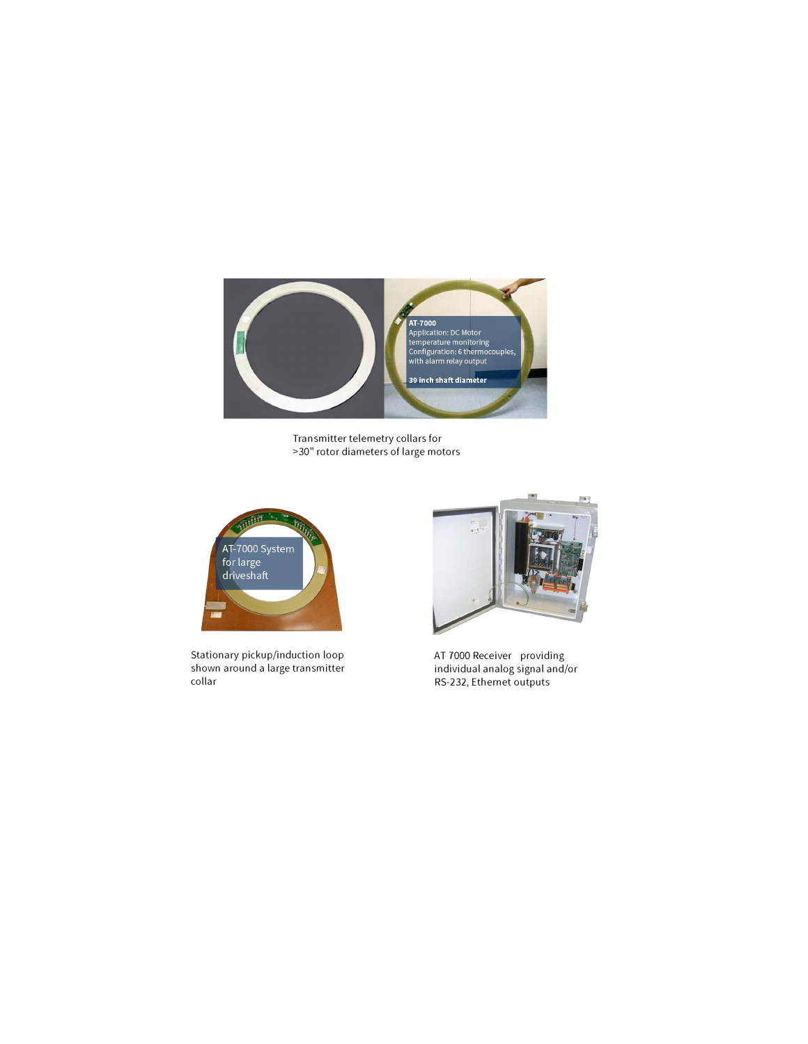AT-7000
Application: DC Motor temperature monitoring
Configuration: 6 thermocouples, with alarm relay output

39 inch shaft diameter

Transmitter telemetry collars for >30" rotor diameters of large motors

AT-7000 System for large driveshaft

Stationary pickup/induction loop shown around a large transmitter collar

AT 7000 Receiver providing individual analog signal and/or RS-232, Ethernet outputs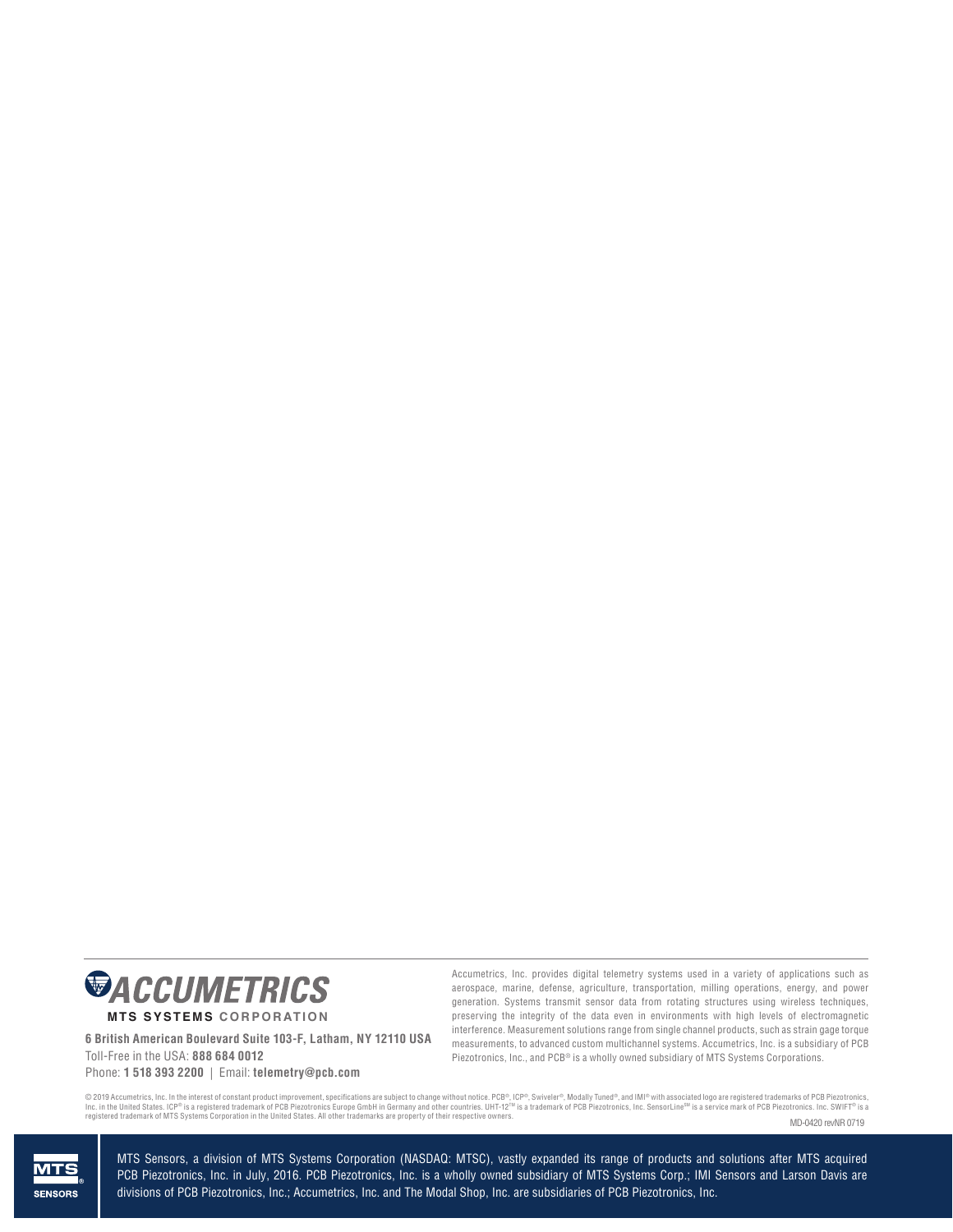**ACCUMETRICS**
**MTS SYSTEMS CORPORATION**

**6 British American Boulevard Suite 103-F, Latham, NY 12110 USA**
Toll-Free in the USA: **888 684 0012**
Phone: **1 518 393 2200** | Email: **telemetry@pcb.com**

Accumetrics, Inc. provides digital telemetry systems used in a variety of applications such as aerospace, marine, defense, agriculture, transportation, milling operations, energy, and power generation. Systems transmit sensor data from rotating structures using wireless techniques, preserving the integrity of the data even in environments with high levels of electromagnetic interference. Measurement solutions range from single channel products, such as strain gage torque measurements, to advanced custom multichannel systems. Accumetrics, Inc. is a subsidiary of PCB Piezotronics, Inc., and PCB® is a wholly owned subsidiary of MTS Systems Corporations.

© 2019 Accumetrics, Inc. In the interest of constant product improvement, specifications are subject to change without notice. PCB®, ICP®, Swiveler®, Modally Tuned®, and IMI® with associated logo are registered trademarks of PCB Piezotronics, Inc. in the United States. ICP® is a registered trademark of PCB Piezotronics Europe GmbH in Germany and other countries. UHT-12™ is a trademark of PCB Piezotronics, Inc. SensorLine℠ is a service mark of PCB Piezotronics. Inc. SWIFT® is a registered trademark of MTS Systems Corporation in the United States. All other trademarks are property of their respective owners.

MD-0420 revNR 0719

**MTS SENSORS**

MTS Sensors, a division of MTS Systems Corporation (NASDAQ: MTSC), vastly expanded its range of products and solutions after MTS acquired PCB Piezotronics, Inc. in July, 2016. PCB Piezotronics, Inc. is a wholly owned subsidiary of MTS Systems Corp.; IMI Sensors and Larson Davis are divisions of PCB Piezotronics, Inc.; Accumetrics, Inc. and The Modal Shop, Inc. are subsidiaries of PCB Piezotronics, Inc.